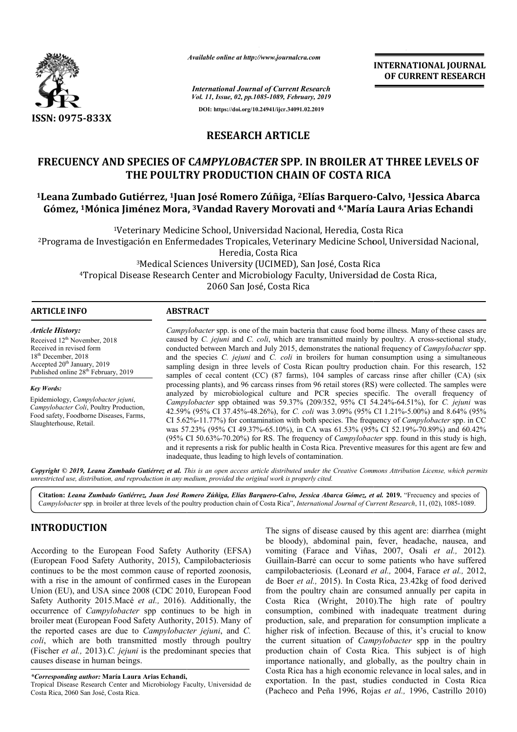# RESEARCH ARTICLE

# FRECUENCY AND SPECIES OF *CAMPYLOBACTER* SPP. IN BROILER AT THREE LEVELS OF THE POULTRY PRODUCTION CHAIN OF COSTA RICA

[1]Leana Zumbado Gutiérrez, [1]Juan José Romero Zúñiga, [2]Elías Barquero-Calvo, [1]Jessica Abarca Gómez, [1]Mónica Jiménez Mora, [3]Vandad Ravery Morovati and [4,*]María Laura Arias Echandi

[1]Veterinary Medicine School, Universidad Nacional, Heredia, Costa Rica
[2]Programa de Investigación en Enfermedades Tropicales, Veterinary Medicine School, Universidad Nacional, Heredia, Costa Rica
[3]Medical Sciences University (UCIMED), San José, Costa Rica
[4]Tropical Disease Research Center and Microbiology Faculty, Universidad de Costa Rica, 2060 San José, Costa Rica

## ARTICLE INFO

*Article History:*
Received 12th November, 2018
Received in revised form
18th December, 2018
Accepted 20th January, 2019
Published online 28th February, 2019

*Key Words:*
Epidemiology, *Campylobacter jejuni*, *Campylobacter Coli*, Poultry Production, Food safety, Foodborne Diseases, Farms, Slaughterhouse, Retail.

## ABSTRACT

*Campylobacter* spp. is one of the main bacteria that cause food borne illness. Many of these cases are caused by *C. jejuni* and *C. coli*, which are transmitted mainly by poultry. A cross-sectional study, conducted between March and July 2015, demonstrates the national frequency of *Campylobacter* spp. and the species *C. jejuni* and *C. coli* in broilers for human consumption using a simultaneous sampling design in three levels of Costa Rican poultry production chain. For this research, 152 samples of cecal content (CC) (87 farms), 104 samples of carcass rinse after chiller (CA) (six processing plants), and 96 carcass rinses from 96 retail stores (RS) were collected. The samples were analyzed by microbiological culture and PCR species specific. The overall frequency of *Campylobacter* spp obtained was 59.37% (209/352, 95% CI 54.24%-64.51%), for *C. jejuni* was 42.59% (95% CI 37.45%-48.26%), for *C. coli* was 3.09% (95% CI 1.21%-5.00%) and 8.64% (95% CI 5.62%-11.77%) for contamination with both species. The frequency of *Campylobacter* spp. in CC was 57.23% (95% CI 49.37%-65.10%), in CA was 61.53% (95% CI 52.19%-70.89%) and 60.42% (95% CI 50.63%-70.20%) for RS. The frequency of *Campylobacter* spp. found in this study is high, and it represents a risk for public health in Costa Rica. Preventive measures for this agent are few and inadequate, thus leading to high levels of contamination.

***Copyright © 2019, Leana Zumbado Gutiérrez et al.** This is an open access article distributed under the Creative Commons Attribution License, which permits unrestricted use, distribution, and reproduction in any medium, provided the original work is properly cited.*

**Citation:** ***Leana Zumbado Gutiérrez, Juan José Romero Zúñiga, Elías Barquero-Calvo, Jessica Abarca Gómez, et al.* 2019.** "Frecuency and species of *Campylobacter* spp. in broiler at three levels of the poultry production chain of Costa Rica", *International Journal of Current Research*, 11, (02), 1085-1089.

## INTRODUCTION

According to the European Food Safety Authority (EFSA) (European Food Safety Authority, 2015), Campilobacteriosis continues to be the most common cause of reported zoonosis, with a rise in the amount of confirmed cases in the European Union (EU), and USA since 2008 (CDC 2010, European Food Safety Authority 2015.Macé *et al.,* 2016). Additionally, the occurrence of *Campylobacter* spp continues to be high in broiler meat (European Food Safety Authority, 2015). Many of the reported cases are due to *Campylobacter jejuni*, and *C. coli*, which are both transmitted mostly through poultry (Fischer *et al.,* 2013).*C. jejuni* is the predominant species that causes disease in human beings.

The signs of disease caused by this agent are: diarrhea (might be bloody), abdominal pain, fever, headache, nausea, and vomiting (Farace and Viñas, 2007, Osali *et al.,* 2012). Guillain-Barré can occur to some patients who have suffered campilobacteriosis. (Leonard *et al.,* 2004, Farace *et al.,* 2012, de Boer *et al.,* 2015). In Costa Rica, 23.42kg of food derived from the poultry chain are consumed annually per capita in Costa Rica (Wright, 2010).The high rate of poultry consumption, combined with inadequate treatment during production, sale, and preparation for consumption implicate a higher risk of infection. Because of this, it's crucial to know the current situation of *Campylobacter* spp in the poultry production chain of Costa Rica. This subject is of high importance nationally, and globally, as the poultry chain in Costa Rica has a high economic relevance in local sales, and in exportation. In the past, studies conducted in Costa Rica (Pacheco and Peña 1996, Rojas *et al.,* 1996, Castrillo 2010)

*Corresponding author: **María Laura Arias Echandi,**
Tropical Disease Research Center and Microbiology Faculty, Universidad de Costa Rica, 2060 San José, Costa Rica.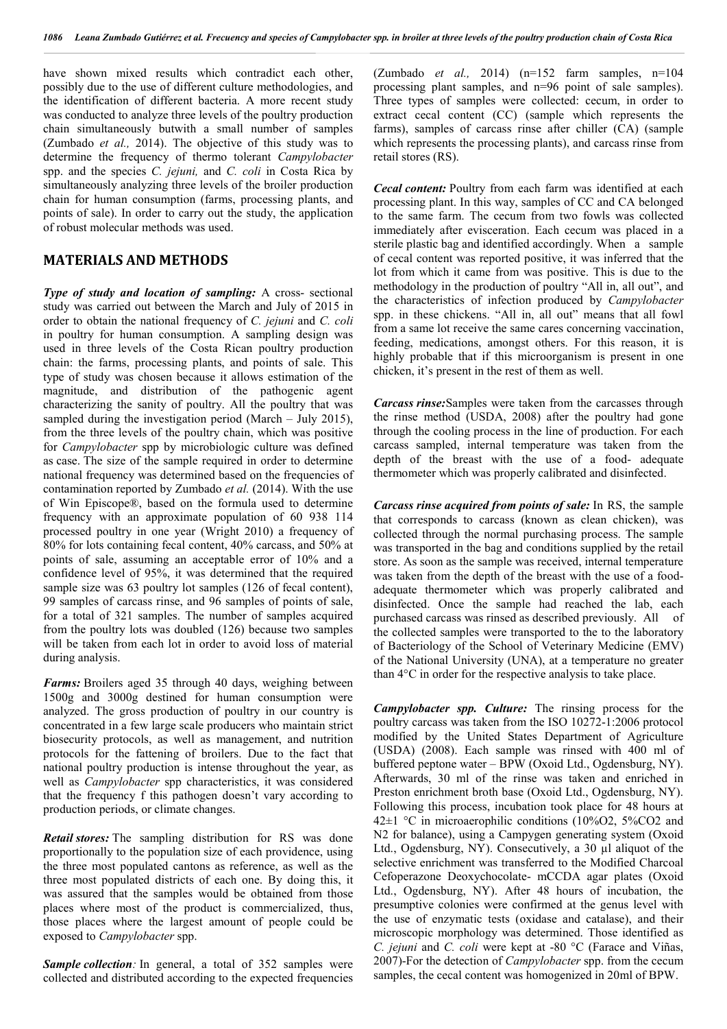have shown mixed results which contradict each other, possibly due to the use of different culture methodologies, and the identification of different bacteria. A more recent study was conducted to analyze three levels of the poultry production chain simultaneously butwith a small number of samples (Zumbado *et al.,* 2014). The objective of this study was to determine the frequency of thermo tolerant *Campylobacter* spp. and the species *C. jejuni,* and *C. coli* in Costa Rica by simultaneously analyzing three levels of the broiler production chain for human consumption (farms, processing plants, and points of sale). In order to carry out the study, the application of robust molecular methods was used.

## MATERIALS AND METHODS

***Type of study and location of sampling:*** A cross- sectional study was carried out between the March and July of 2015 in order to obtain the national frequency of *C. jejuni* and *C. coli* in poultry for human consumption. A sampling design was used in three levels of the Costa Rican poultry production chain: the farms, processing plants, and points of sale. This type of study was chosen because it allows estimation of the magnitude, and distribution of the pathogenic agent characterizing the sanity of poultry. All the poultry that was sampled during the investigation period (March – July 2015), from the three levels of the poultry chain, which was positive for *Campylobacter* spp by microbiologic culture was defined as case. The size of the sample required in order to determine national frequency was determined based on the frequencies of contamination reported by Zumbado *et al.* (2014). With the use of Win Episcope®, based on the formula used to determine frequency with an approximate population of 60 938 114 processed poultry in one year (Wright 2010) a frequency of 80% for lots containing fecal content, 40% carcass, and 50% at points of sale, assuming an acceptable error of 10% and a confidence level of 95%, it was determined that the required sample size was 63 poultry lot samples (126 of fecal content), 99 samples of carcass rinse, and 96 samples of points of sale, for a total of 321 samples. The number of samples acquired from the poultry lots was doubled (126) because two samples will be taken from each lot in order to avoid loss of material during analysis.

***Farms:*** Broilers aged 35 through 40 days, weighing between 1500g and 3000g destined for human consumption were analyzed. The gross production of poultry in our country is concentrated in a few large scale producers who maintain strict biosecurity protocols, as well as management, and nutrition protocols for the fattening of broilers. Due to the fact that national poultry production is intense throughout the year, as well as *Campylobacter* spp characteristics, it was considered that the frequency f this pathogen doesn't vary according to production periods, or climate changes.

***Retail stores:*** The sampling distribution for RS was done proportionally to the population size of each providence, using the three most populated cantons as reference, as well as the three most populated districts of each one. By doing this, it was assured that the samples would be obtained from those places where most of the product is commercialized, thus, those places where the largest amount of people could be exposed to *Campylobacter* spp.

***Sample collection:*** In general, a total of 352 samples were collected and distributed according to the expected frequencies (Zumbado *et al.,* 2014) (n=152 farm samples, n=104 processing plant samples, and n=96 point of sale samples). Three types of samples were collected: cecum, in order to extract cecal content (CC) (sample which represents the farms), samples of carcass rinse after chiller (CA) (sample which represents the processing plants), and carcass rinse from retail stores (RS).

***Cecal content:*** Poultry from each farm was identified at each processing plant. In this way, samples of CC and CA belonged to the same farm. The cecum from two fowls was collected immediately after evisceration. Each cecum was placed in a sterile plastic bag and identified accordingly. When a sample of cecal content was reported positive, it was inferred that the lot from which it came from was positive. This is due to the methodology in the production of poultry "All in, all out", and the characteristics of infection produced by *Campylobacter* spp. in these chickens. "All in, all out" means that all fowl from a same lot receive the same cares concerning vaccination, feeding, medications, amongst others. For this reason, it is highly probable that if this microorganism is present in one chicken, it's present in the rest of them as well.

***Carcass rinse:*** Samples were taken from the carcasses through the rinse method (USDA, 2008) after the poultry had gone through the cooling process in the line of production. For each carcass sampled, internal temperature was taken from the depth of the breast with the use of a food- adequate thermometer which was properly calibrated and disinfected.

***Carcass rinse acquired from points of sale:*** In RS, the sample that corresponds to carcass (known as clean chicken), was collected through the normal purchasing process. The sample was transported in the bag and conditions supplied by the retail store. As soon as the sample was received, internal temperature was taken from the depth of the breast with the use of a food-adequate thermometer which was properly calibrated and disinfected. Once the sample had reached the lab, each purchased carcass was rinsed as described previously. All of the collected samples were transported to the to the laboratory of Bacteriology of the School of Veterinary Medicine (EMV) of the National University (UNA), at a temperature no greater than 4°C in order for the respective analysis to take place.

***Campylobacter spp. Culture:*** The rinsing process for the poultry carcass was taken from the ISO 10272-1:2006 protocol modified by the United States Department of Agriculture (USDA) (2008). Each sample was rinsed with 400 ml of buffered peptone water – BPW (Oxoid Ltd., Ogdensburg, NY). Afterwards, 30 ml of the rinse was taken and enriched in Preston enrichment broth base (Oxoid Ltd., Ogdensburg, NY). Following this process, incubation took place for 48 hours at 42±1 °C in microaerophilic conditions (10%$O_2$, 5%$CO_2$ and $N_2$ for balance), using a Campygen generating system (Oxoid Ltd., Ogdensburg, NY). Consecutively, a 30 µl aliquot of the selective enrichment was transferred to the Modified Charcoal Cefoperazone Deoxychocolate- mCCDA agar plates (Oxoid Ltd., Ogdensburg, NY). After 48 hours of incubation, the presumptive colonies were confirmed at the genus level with the use of enzymatic tests (oxidase and catalase), and their microscopic morphology was determined. Those identified as *C. jejuni* and *C. coli* were kept at -80 °C (Farace and Viñas, 2007)-For the detection of *Campylobacter* spp. from the cecum samples, the cecal content was homogenized in 20ml of BPW.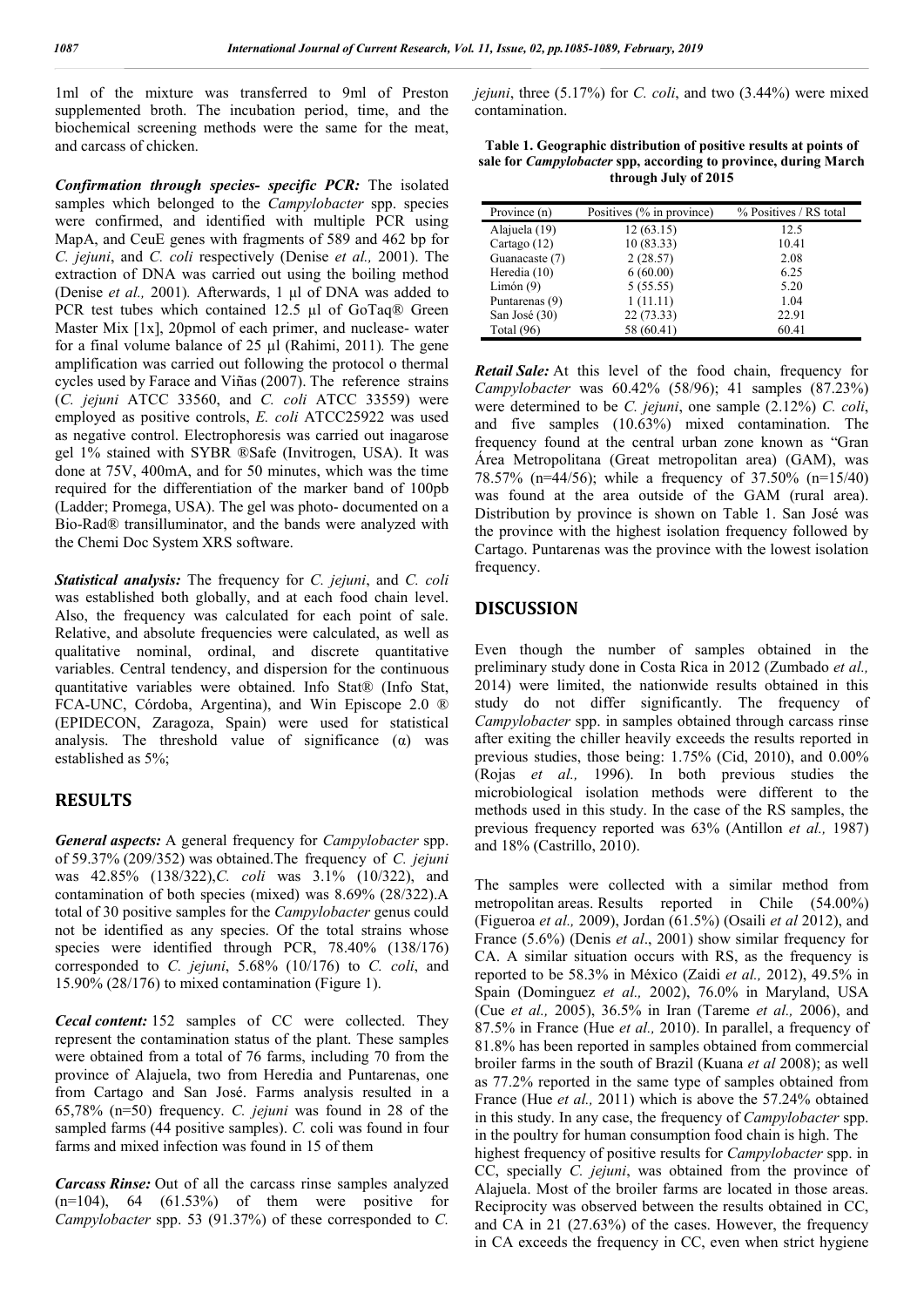1ml of the mixture was transferred to 9ml of Preston supplemented broth. The incubation period, time, and the biochemical screening methods were the same for the meat, and carcass of chicken.

***Confirmation through species- specific PCR:*** The isolated samples which belonged to the *Campylobacter* spp. species were confirmed, and identified with multiple PCR using MapA, and CeuE genes with fragments of 589 and 462 bp for *C. jejuni*, and *C. coli* respectively (Denise *et al.,* 2001). The extraction of DNA was carried out using the boiling method (Denise *et al.,* 2001). Afterwards, 1 µl of DNA was added to PCR test tubes which contained 12.5 µl of GoTaq® Green Master Mix [1x], 20pmol of each primer, and nuclease- water for a final volume balance of 25 µl (Rahimi, 2011). The gene amplification was carried out following the protocol o thermal cycles used by Farace and Viñas (2007). The reference strains (*C. jejuni* ATCC 33560, and *C. coli* ATCC 33559) were employed as positive controls, *E. coli* ATCC25922 was used as negative control. Electrophoresis was carried out inagarose gel 1% stained with SYBR ®Safe (Invitrogen, USA). It was done at 75V, 400mA, and for 50 minutes, which was the time required for the differentiation of the marker band of 100pb (Ladder; Promega, USA). The gel was photo- documented on a Bio-Rad® transilluminator, and the bands were analyzed with the Chemi Doc System XRS software.

***Statistical analysis:*** The frequency for *C. jejuni*, and *C. coli* was established both globally, and at each food chain level. Also, the frequency was calculated for each point of sale. Relative, and absolute frequencies were calculated, as well as qualitative nominal, ordinal, and discrete quantitative variables. Central tendency, and dispersion for the continuous quantitative variables were obtained. Info Stat® (Info Stat, FCA-UNC, Córdoba, Argentina), and Win Episcope 2.0 ® (EPIDECON, Zaragoza, Spain) were used for statistical analysis. The threshold value of significance (α) was established as 5%;

## RESULTS

***General aspects:*** A general frequency for *Campylobacter* spp. of 59.37% (209/352) was obtained.The frequency of *C. jejuni* was 42.85% (138/322),*C. coli* was 3.1% (10/322), and contamination of both species (mixed) was 8.69% (28/322).A total of 30 positive samples for the *Campylobacter* genus could not be identified as any species. Of the total strains whose species were identified through PCR, 78.40% (138/176) corresponded to *C. jejuni*, 5.68% (10/176) to *C. coli*, and 15.90% (28/176) to mixed contamination (Figure 1).

***Cecal content:*** 152 samples of CC were collected. They represent the contamination status of the plant. These samples were obtained from a total of 76 farms, including 70 from the province of Alajuela, two from Heredia and Puntarenas, one from Cartago and San José. Farms analysis resulted in a 65,78% (n=50) frequency. *C. jejuni* was found in 28 of the sampled farms (44 positive samples). *C.* coli was found in four farms and mixed infection was found in 15 of them

***Carcass Rinse:*** Out of all the carcass rinse samples analyzed (n=104), 64 (61.53%) of them were positive for *Campylobacter* spp. 53 (91.37%) of these corresponded to *C. jejuni*, three (5.17%) for *C. coli*, and two (3.44%) were mixed contamination.

**Table 1. Geographic distribution of positive results at points of sale for *Campylobacter* spp, according to province, during March through July of 2015**

| Province (n) | Positives (% in province) | % Positives / RS total |
|---|---|---|
| Alajuela (19) | 12 (63.15) | 12.5 |
| Cartago (12) | 10 (83.33) | 10.41 |
| Guanacaste (7) | 2 (28.57) | 2.08 |
| Heredia (10) | 6 (60.00) | 6.25 |
| Limón (9) | 5 (55.55) | 5.20 |
| Puntarenas (9) | 1 (11.11) | 1.04 |
| San José (30) | 22 (73.33) | 22.91 |
| Total (96) | 58 (60.41) | 60.41 |

***Retail Sale:*** At this level of the food chain, frequency for *Campylobacter* was 60.42% (58/96); 41 samples (87.23%) were determined to be *C. jejuni*, one sample (2.12%) *C. coli*, and five samples (10.63%) mixed contamination. The frequency found at the central urban zone known as "Gran Área Metropolitana (Great metropolitan area) (GAM), was 78.57% (n=44/56); while a frequency of 37.50% (n=15/40) was found at the area outside of the GAM (rural area). Distribution by province is shown on Table 1. San José was the province with the highest isolation frequency followed by Cartago. Puntarenas was the province with the lowest isolation frequency.

## DISCUSSION

Even though the number of samples obtained in the preliminary study done in Costa Rica in 2012 (Zumbado *et al.,* 2014) were limited, the nationwide results obtained in this study do not differ significantly. The frequency of *Campylobacter* spp. in samples obtained through carcass rinse after exiting the chiller heavily exceeds the results reported in previous studies, those being: 1.75% (Cid, 2010), and 0.00% (Rojas *et al.,* 1996). In both previous studies the microbiological isolation methods were different to the methods used in this study. In the case of the RS samples, the previous frequency reported was 63% (Antillon *et al.,* 1987) and 18% (Castrillo, 2010).

The samples were collected with a similar method from metropolitan areas. Results reported in Chile (54.00%) (Figueroa *et al.,* 2009), Jordan (61.5%) (Osaili *et al* 2012), and France (5.6%) (Denis *et al*., 2001) show similar frequency for CA. A similar situation occurs with RS, as the frequency is reported to be 58.3% in México (Zaidi *et al.,* 2012), 49.5% in Spain (Dominguez *et al.,* 2002), 76.0% in Maryland, USA (Cue *et al.,* 2005), 36.5% in Iran (Tareme *et al.,* 2006), and 87.5% in France (Hue *et al.,* 2010). In parallel, a frequency of 81.8% has been reported in samples obtained from commercial broiler farms in the south of Brazil (Kuana *et al* 2008); as well as 77.2% reported in the same type of samples obtained from France (Hue *et al.,* 2011) which is above the 57.24% obtained in this study. In any case, the frequency of *Campylobacter* spp. in the poultry for human consumption food chain is high. The highest frequency of positive results for *Campylobacter* spp. in CC, specially *C. jejuni*, was obtained from the province of Alajuela. Most of the broiler farms are located in those areas. Reciprocity was observed between the results obtained in CC, and CA in 21 (27.63%) of the cases. However, the frequency in CA exceeds the frequency in CC, even when strict hygiene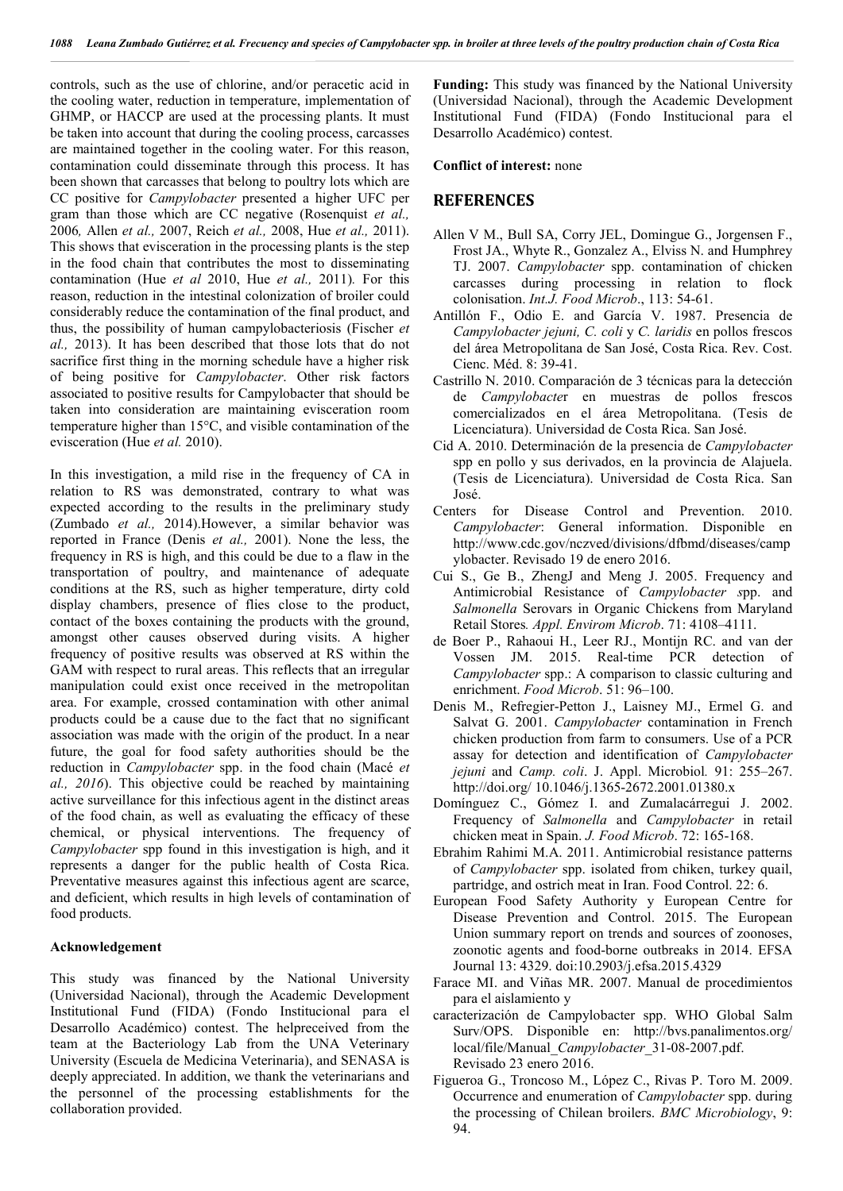controls, such as the use of chlorine, and/or peracetic acid in the cooling water, reduction in temperature, implementation of GHMP, or HACCP are used at the processing plants. It must be taken into account that during the cooling process, carcasses are maintained together in the cooling water. For this reason, contamination could disseminate through this process. It has been shown that carcasses that belong to poultry lots which are CC positive for *Campylobacter* presented a higher UFC per gram than those which are CC negative (Rosenquist *et al.,* 2006*,* Allen *et al.,* 2007, Reich *et al.,* 2008, Hue *et al.,* 2011). This shows that evisceration in the processing plants is the step in the food chain that contributes the most to disseminating contamination (Hue *et al* 2010, Hue *et al.,* 2011)*.* For this reason, reduction in the intestinal colonization of broiler could considerably reduce the contamination of the final product, and thus, the possibility of human campylobacteriosis (Fischer *et al.,* 2013). It has been described that those lots that do not sacrifice first thing in the morning schedule have a higher risk of being positive for *Campylobacter*. Other risk factors associated to positive results for Campylobacter that should be taken into consideration are maintaining evisceration room temperature higher than 15°C, and visible contamination of the evisceration (Hue *et al.* 2010).

In this investigation, a mild rise in the frequency of CA in relation to RS was demonstrated, contrary to what was expected according to the results in the preliminary study (Zumbado *et al.,* 2014).However, a similar behavior was reported in France (Denis *et al.,* 2001). None the less, the frequency in RS is high, and this could be due to a flaw in the transportation of poultry, and maintenance of adequate conditions at the RS, such as higher temperature, dirty cold display chambers, presence of flies close to the product, contact of the boxes containing the products with the ground, amongst other causes observed during visits. A higher frequency of positive results was observed at RS within the GAM with respect to rural areas. This reflects that an irregular manipulation could exist once received in the metropolitan area. For example, crossed contamination with other animal products could be a cause due to the fact that no significant association was made with the origin of the product. In a near future, the goal for food safety authorities should be the reduction in *Campylobacter* spp. in the food chain (Macé *et al., 2016*). This objective could be reached by maintaining active surveillance for this infectious agent in the distinct areas of the food chain, as well as evaluating the efficacy of these chemical, or physical interventions. The frequency of *Campylobacter* spp found in this investigation is high, and it represents a danger for the public health of Costa Rica. Preventative measures against this infectious agent are scarce, and deficient, which results in high levels of contamination of food products.

#### Acknowledgement

This study was financed by the National University (Universidad Nacional), through the Academic Development Institutional Fund (FIDA) (Fondo Institucional para el Desarrollo Académico) contest. The helpreceived from the team at the Bacteriology Lab from the UNA Veterinary University (Escuela de Medicina Veterinaria), and SENASA is deeply appreciated. In addition, we thank the veterinarians and the personnel of the processing establishments for the collaboration provided.

**Funding:** This study was financed by the National University (Universidad Nacional), through the Academic Development Institutional Fund (FIDA) (Fondo Institucional para el Desarrollo Académico) contest.

**Conflict of interest:** none

## REFERENCES

Allen V M., Bull SA, Corry JEL, Domingue G., Jorgensen F., Frost JA., Whyte R., Gonzalez A., Elviss N. and Humphrey TJ. 2007. *Campylobacter* spp. contamination of chicken carcasses during processing in relation to flock colonisation. *Int.J. Food Microb*., 113: 54-61.

Antillón F., Odio E. and García V. 1987. Presencia de *Campylobacter jejuni, C. coli* y *C. laridis* en pollos frescos del área Metropolitana de San José, Costa Rica. Rev. Cost. Cienc. Méd. 8: 39-41.

Castrillo N. 2010. Comparación de 3 técnicas para la detección de *Campylobacte*r en muestras de pollos frescos comercializados en el área Metropolitana. (Tesis de Licenciatura). Universidad de Costa Rica. San José.

Cid A. 2010. Determinación de la presencia de *Campylobacter* spp en pollo y sus derivados, en la provincia de Alajuela. (Tesis de Licenciatura). Universidad de Costa Rica. San José.

Centers for Disease Control and Prevention. 2010. *Campylobacter*: General information. Disponible en http://www.cdc.gov/nczved/divisions/dfbmd/diseases/campylobacter. Revisado 19 de enero 2016.

Cui S., Ge B., ZhengJ and Meng J. 2005. Frequency and Antimicrobial Resistance of *Campylobacter s*pp. and *Salmonella* Serovars in Organic Chickens from Maryland Retail Stores*. Appl. Envirom Microb*. 71: 4108–4111.

de Boer P., Rahaoui H., Leer RJ., Montijn RC. and van der Vossen JM. 2015. Real-time PCR detection of *Campylobacter* spp.: A comparison to classic culturing and enrichment. *Food Microb*. 51: 96–100.

Denis M., Refregier-Petton J., Laisney MJ., Ermel G. and Salvat G. 2001. *Campylobacter* contamination in French chicken production from farm to consumers. Use of a PCR assay for detection and identification of *Campylobacter jejuni* and *Camp. coli*. J. Appl. Microbiol*.* 91: 255–267. http://doi.org/ 10.1046/j.1365-2672.2001.01380.x

Domínguez C., Gómez I. and Zumalacárregui J. 2002. Frequency of *Salmonella* and *Campylobacter* in retail chicken meat in Spain. *J. Food Microb*. 72: 165-168.

Ebrahim Rahimi M.A. 2011. Antimicrobial resistance patterns of *Campylobacter* spp. isolated from chiken, turkey quail, partridge, and ostrich meat in Iran. Food Control. 22: 6.

European Food Safety Authority y European Centre for Disease Prevention and Control. 2015. The European Union summary report on trends and sources of zoonoses, zoonotic agents and food-borne outbreaks in 2014. EFSA Journal 13: 4329. doi:10.2903/j.efsa.2015.4329

Farace MI. and Viñas MR. 2007. Manual de procedimientos para el aislamiento y caracterización de Campylobacter spp. WHO Global Salm Surv/OPS. Disponible en: http://bvs.panalimentos.org/local/file/Manual_*Campylobacter*_31-08-2007.pdf. Revisado 23 enero 2016.

Figueroa G., Troncoso M., López C., Rivas P. Toro M. 2009. Occurrence and enumeration of *Campylobacter* spp. during the processing of Chilean broilers. *BMC Microbiology*, 9: 94.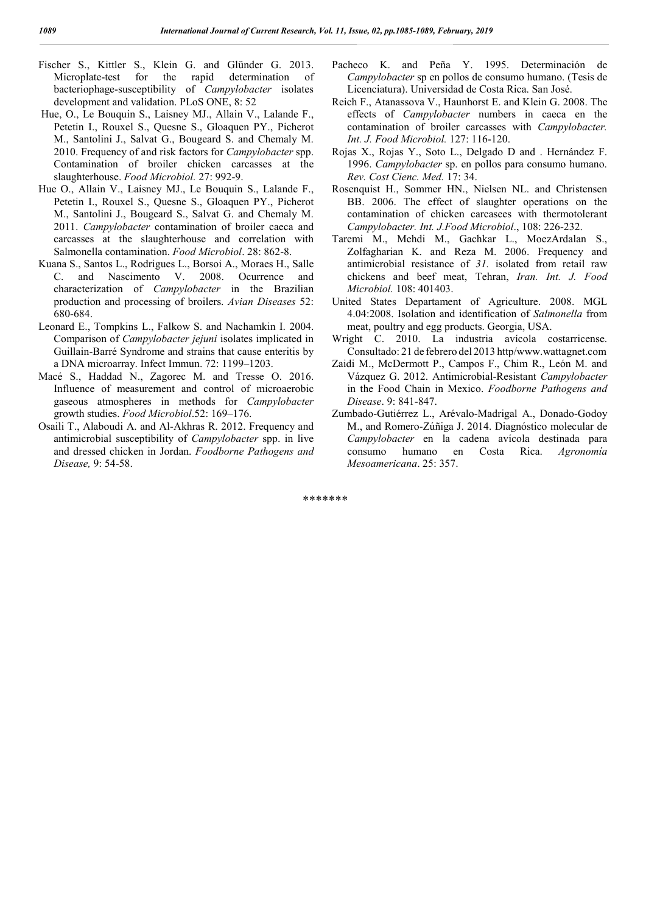Fischer S., Kittler S., Klein G. and Glünder G. 2013. Microplate-test for the rapid determination of bacteriophage-susceptibility of *Campylobacter* isolates development and validation. PLoS ONE, 8: 52

Hue, O., Le Bouquin S., Laisney MJ., Allain V., Lalande F., Petetin I., Rouxel S., Quesne S., Gloaquen PY., Picherot M., Santolini J., Salvat G., Bougeard S. and Chemaly M. 2010. Frequency of and risk factors for *Campylobacter* spp. Contamination of broiler chicken carcasses at the slaughterhouse. *Food Microbiol.* 27: 992-9.

Hue O., Allain V., Laisney MJ., Le Bouquin S., Lalande F., Petetin I., Rouxel S., Quesne S., Gloaquen PY., Picherot M., Santolini J., Bougeard S., Salvat G. and Chemaly M. 2011. *Campylobacter* contamination of broiler caeca and carcasses at the slaughterhouse and correlation with Salmonella contamination. *Food Microbiol*. 28: 862-8.

Kuana S., Santos L., Rodrigues L., Borsoi A., Moraes H., Salle C. and Nascimento V. 2008. Ocurrence and characterization of *Campylobacter* in the Brazilian production and processing of broilers. *Avian Diseases* 52: 680-684.

Leonard E., Tompkins L., Falkow S. and Nachamkin I. 2004. Comparison of *Campylobacter jejuni* isolates implicated in Guillain-Barré Syndrome and strains that cause enteritis by a DNA microarray. Infect Immun. 72: 1199–1203.

Macé S., Haddad N., Zagorec M. and Tresse O. 2016. Influence of measurement and control of microaerobic gaseous atmospheres in methods for *Campylobacter* growth studies. *Food Microbiol*.52: 169–176.

Osaili T., Alaboudi A. and Al-Akhras R. 2012. Frequency and antimicrobial susceptibility of *Campylobacter* spp. in live and dressed chicken in Jordan. *Foodborne Pathogens and Disease,* 9: 54-58.

Pacheco K. and Peña Y. 1995. Determinación de *Campylobacter* sp en pollos de consumo humano. (Tesis de Licenciatura). Universidad de Costa Rica. San José.

Reich F., Atanassova V., Haunhorst E. and Klein G. 2008. The effects of *Campylobacter* numbers in caeca en the contamination of broiler carcasses with *Campylobacter. Int. J. Food Microbiol.* 127: 116-120.

Rojas X., Rojas Y., Soto L., Delgado D and . Hernández F. 1996. *Campylobacter* sp. en pollos para consumo humano. *Rev. Cost Cienc. Med.* 17: 34.

Rosenquist H., Sommer HN., Nielsen NL. and Christensen BB. 2006. The effect of slaughter operations on the contamination of chicken carcasees with thermotolerant *Campylobacter. Int. J.Food Microbiol*., 108: 226-232.

Taremi M., Mehdi M., Gachkar L., MoezArdalan S., Zolfagharian K. and Reza M. 2006. Frequency and antimicrobial resistance of *31.* isolated from retail raw chickens and beef meat, Tehran, *Iran. Int. J. Food Microbiol.* 108: 401403.

United States Departament of Agriculture. 2008. MGL 4.04:2008. Isolation and identification of *Salmonella* from meat, poultry and egg products. Georgia, USA.

Wright C. 2010. La industria avícola costarricense. Consultado: 21 de febrero del 2013 http/www.wattagnet.com

Zaidi M., McDermott P., Campos F., Chim R., León M. and Vázquez G. 2012. Antimicrobial-Resistant *Campylobacter* in the Food Chain in Mexico. *Foodborne Pathogens and Disease*. 9: 841-847.

Zumbado-Gutiérrez L., Arévalo-Madrigal A., Donado-Godoy M., and Romero-Zúñiga J. 2014. Diagnóstico molecular de *Campylobacter* en la cadena avícola destinada para consumo humano en Costa Rica. *Agronomía Mesoamericana*. 25: 357.

*******